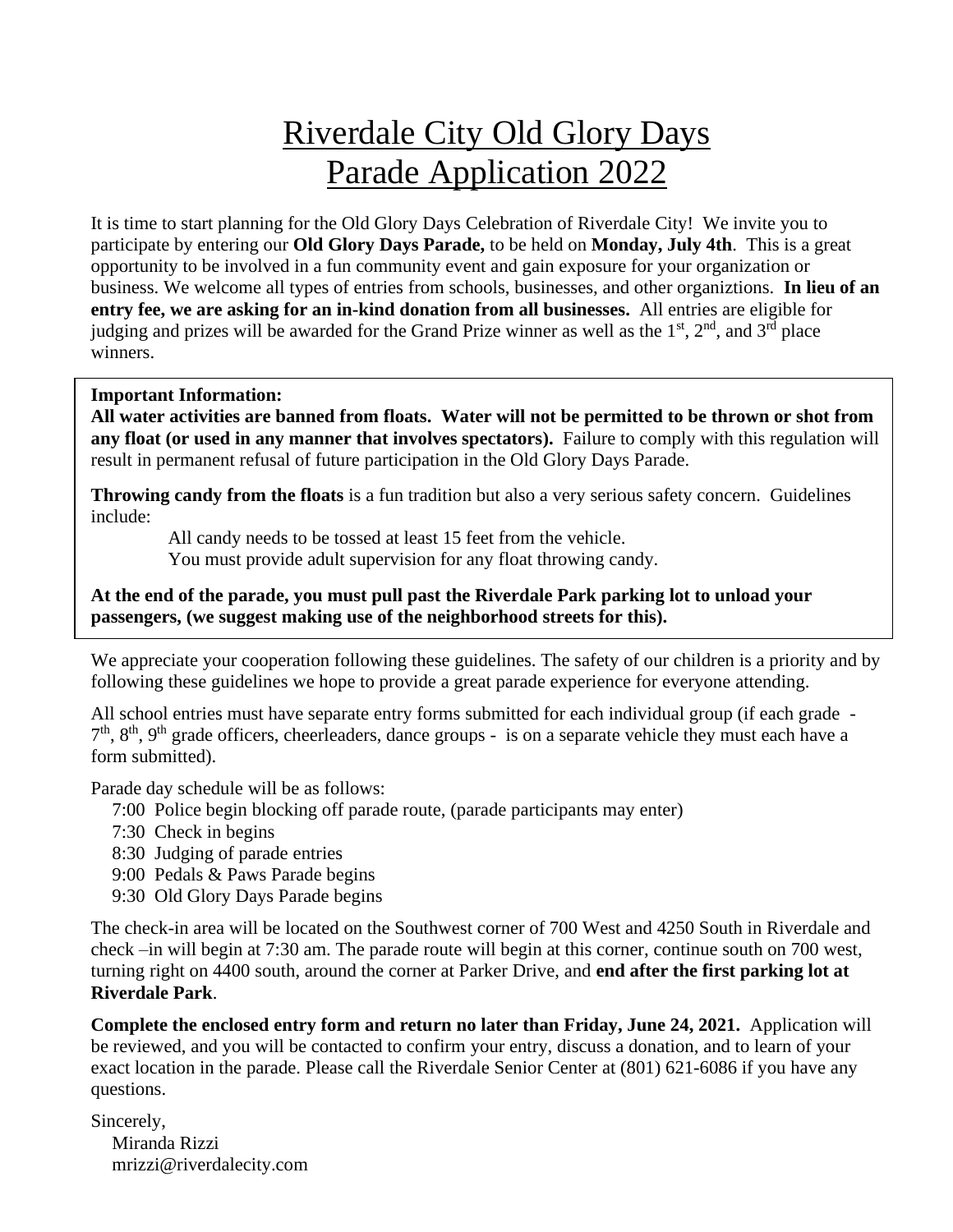# Riverdale City Old Glory Days
# Parade Application 2022

It is time to start planning for the Old Glory Days Celebration of Riverdale City! We invite you to participate by entering our **Old Glory Days Parade,** to be held on **Monday, July 4th**. This is a great opportunity to be involved in a fun community event and gain exposure for your organization or business. We welcome all types of entries from schools, businesses, and other organiztions. **In lieu of an entry fee, we are asking for an in-kind donation from all businesses.** All entries are eligible for judging and prizes will be awarded for the Grand Prize winner as well as the 1st, 2nd, and 3rd place winners.

**Important Information:**
**All water activities are banned from floats. Water will not be permitted to be thrown or shot from any float (or used in any manner that involves spectators).** Failure to comply with this regulation will result in permanent refusal of future participation in the Old Glory Days Parade.

**Throwing candy from the floats** is a fun tradition but also a very serious safety concern. Guidelines include:

All candy needs to be tossed at least 15 feet from the vehicle.
You must provide adult supervision for any float throwing candy.

**At the end of the parade, you must pull past the Riverdale Park parking lot to unload your passengers, (we suggest making use of the neighborhood streets for this).**

We appreciate your cooperation following these guidelines. The safety of our children is a priority and by following these guidelines we hope to provide a great parade experience for everyone attending.

All school entries must have separate entry forms submitted for each individual group (if each grade - 7th, 8th, 9th grade officers, cheerleaders, dance groups - is on a separate vehicle they must each have a form submitted).

Parade day schedule will be as follows:

7:00 Police begin blocking off parade route, (parade participants may enter)
7:30 Check in begins
8:30 Judging of parade entries
9:00 Pedals & Paws Parade begins
9:30 Old Glory Days Parade begins

The check-in area will be located on the Southwest corner of 700 West and 4250 South in Riverdale and check –in will begin at 7:30 am. The parade route will begin at this corner, continue south on 700 west, turning right on 4400 south, around the corner at Parker Drive, and **end after the first parking lot at Riverdale Park**.

**Complete the enclosed entry form and return no later than Friday, June 24, 2021.** Application will be reviewed, and you will be contacted to confirm your entry, discuss a donation, and to learn of your exact location in the parade. Please call the Riverdale Senior Center at (801) 621-6086 if you have any questions.

Sincerely,
Miranda Rizzi
mrizzi@riverdalecity.com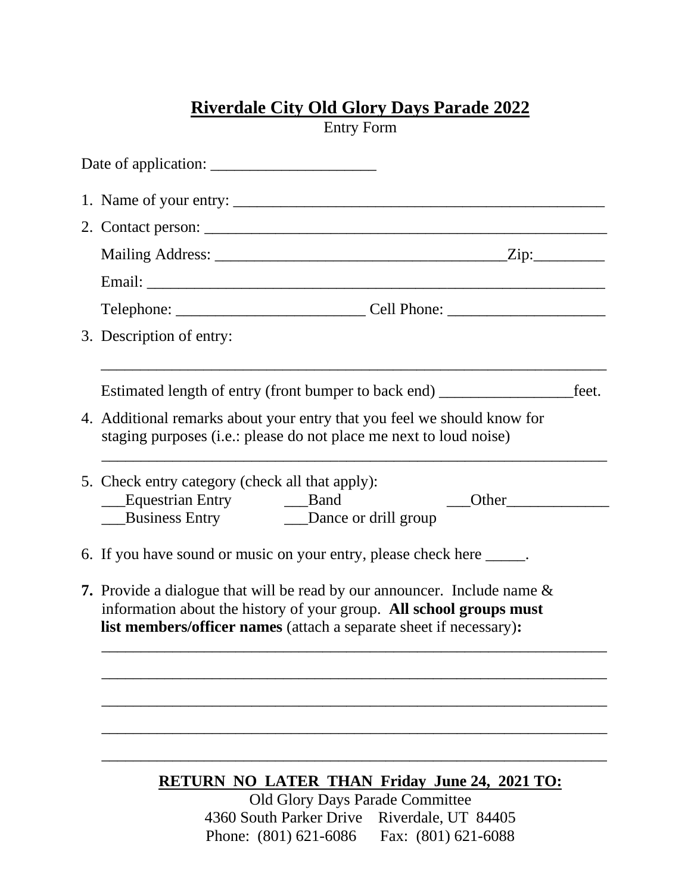# Riverdale City Old Glory Days Parade 2022

Entry Form

Date of application: _____________________

1. Name of your entry: _______________________________________________
2. Contact person: ____________________________________________________

   Mailing Address: _____________________________________Zip:_________

   Email: ____________________________________________________________

   Telephone: ________________________ Cell Phone: ____________________
3. Description of entry:

   _________________________________________________________________

   Estimated length of entry (front bumper to back end) _________________feet.
4. Additional remarks about your entry that you feel we should know for staging purposes (i.e.: please do not place me next to loud noise)

   _________________________________________________________________
5. Check entry category (check all that apply):

   ___Equestrian Entry ___Band ___Other_____________

   ___Business Entry ___Dance or drill group
6. If you have sound or music on your entry, please check here _____.
7. Provide a dialogue that will be read by our announcer. Include name & information about the history of your group. **All school groups must list members/officer names** (attach a separate sheet if necessary)**:**

   _________________________________________________________________

   _________________________________________________________________

   _________________________________________________________________

   _________________________________________________________________

   _________________________________________________________________

**RETURN NO LATER THAN Friday June 24, 2021 TO:**

Old Glory Days Parade Committee

4360 South Parker Drive Riverdale, UT 84405

Phone: (801) 621-6086 Fax: (801) 621-6088